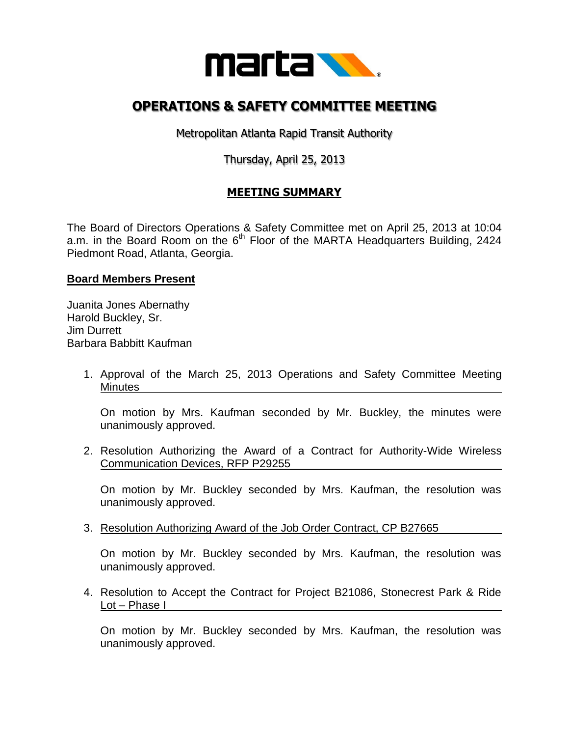# OPERATIONS & SAFETY COMMITTEE MEETING

Metropolitan Atlanta Rapid Transit Authority

Thursday, April 25, 2013

## MEETING SUMMARY

The Board of Directors Operations & Safety Committee met on April 25, 2013 at 10:04 a.m. in the Board Room on the 6th Floor of the MARTA Headquarters Building, 2424 Piedmont Road, Atlanta, Georgia.

**Board Members Present**

Juanita Jones Abernathy
Harold Buckley, Sr.
Jim Durrett
Barbara Babbitt Kaufman

1. Approval of the March 25, 2013 Operations and Safety Committee Meeting Minutes

   On motion by Mrs. Kaufman seconded by Mr. Buckley, the minutes were unanimously approved.

2. Resolution Authorizing the Award of a Contract for Authority-Wide Wireless Communication Devices, RFP P29255

   On motion by Mr. Buckley seconded by Mrs. Kaufman, the resolution was unanimously approved.

3. Resolution Authorizing Award of the Job Order Contract, CP B27665

   On motion by Mr. Buckley seconded by Mrs. Kaufman, the resolution was unanimously approved.

4. Resolution to Accept the Contract for Project B21086, Stonecrest Park & Ride Lot – Phase I

   On motion by Mr. Buckley seconded by Mrs. Kaufman, the resolution was unanimously approved.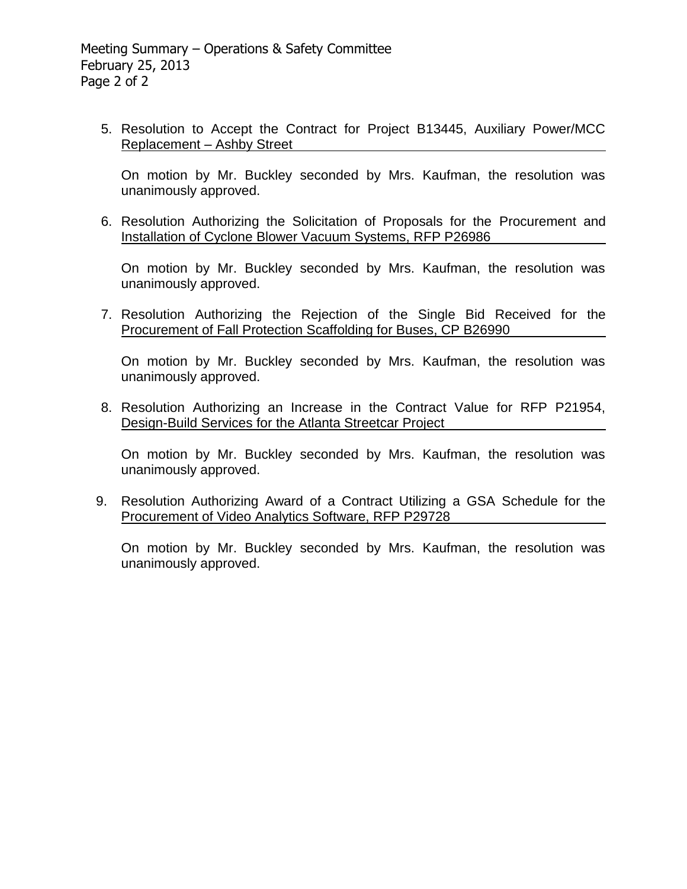5. Resolution to Accept the Contract for Project B13445, Auxiliary Power/MCC Replacement – Ashby Street

   On motion by Mr. Buckley seconded by Mrs. Kaufman, the resolution was unanimously approved.

6. Resolution Authorizing the Solicitation of Proposals for the Procurement and Installation of Cyclone Blower Vacuum Systems, RFP P26986

   On motion by Mr. Buckley seconded by Mrs. Kaufman, the resolution was unanimously approved.

7. Resolution Authorizing the Rejection of the Single Bid Received for the Procurement of Fall Protection Scaffolding for Buses, CP B26990

   On motion by Mr. Buckley seconded by Mrs. Kaufman, the resolution was unanimously approved.

8. Resolution Authorizing an Increase in the Contract Value for RFP P21954, Design-Build Services for the Atlanta Streetcar Project

   On motion by Mr. Buckley seconded by Mrs. Kaufman, the resolution was unanimously approved.

9. Resolution Authorizing Award of a Contract Utilizing a GSA Schedule for the Procurement of Video Analytics Software, RFP P29728

   On motion by Mr. Buckley seconded by Mrs. Kaufman, the resolution was unanimously approved.